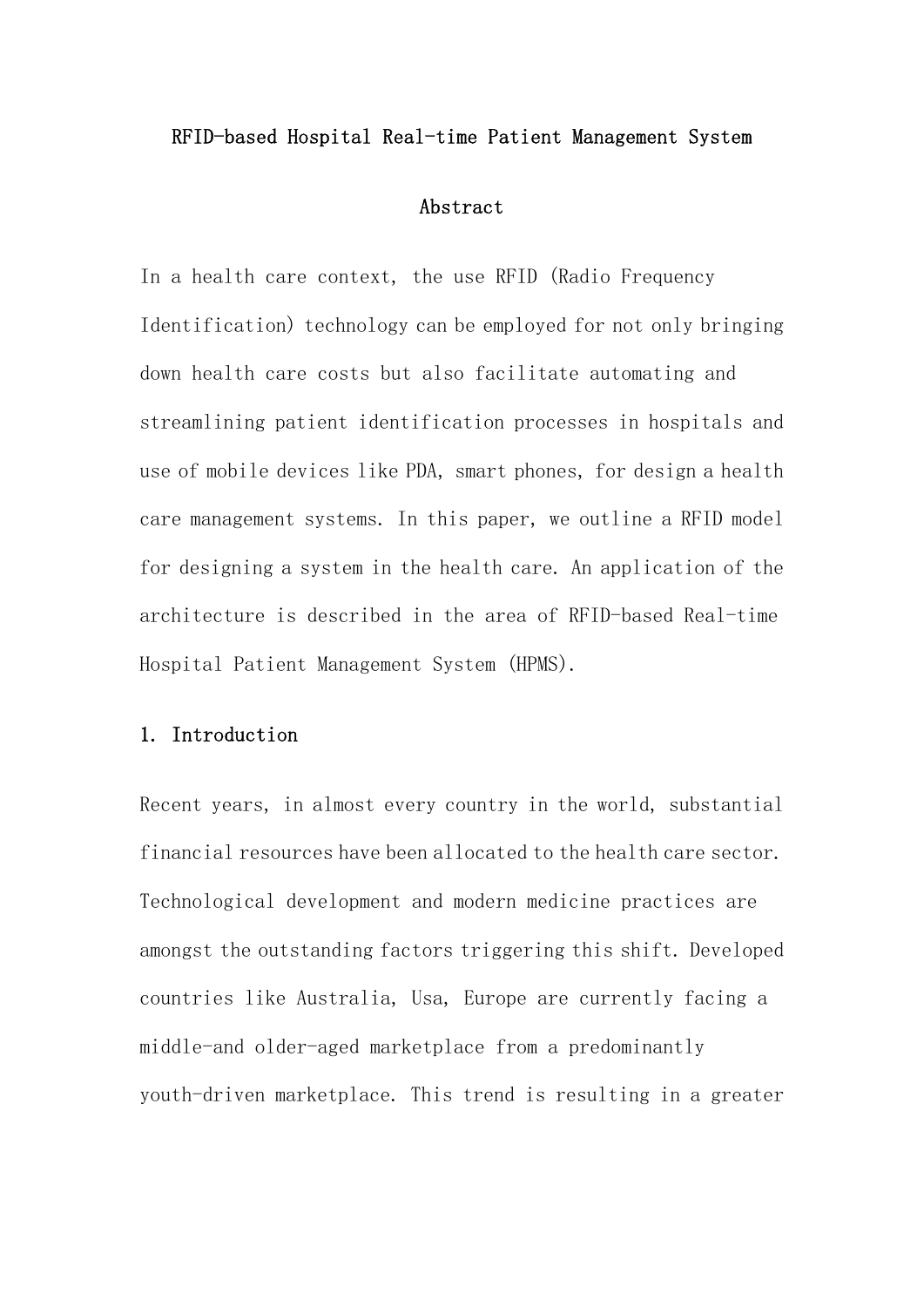# RFID-based Hospital Real-time Patient Management System

## Abstract

In a health care context, the use RFID (Radio Frequency Identification) technology can be employed for not only bringing down health care costs but also facilitate automating and streamlining patient identification processes in hospitals and use of mobile devices like PDA, smart phones, for design a health care management systems. In this paper, we outline a RFID model for designing a system in the health care. An application of the architecture is described in the area of RFID-based Real-time Hospital Patient Management System (HPMS).

## 1. Introduction

Recent years, in almost every country in the world, substantial financial resources have been allocated to the health care sector. Technological development and modern medicine practices are amongst the outstanding factors triggering this shift. Developed countries like Australia, Usa, Europe are currently facing a middle-and older-aged marketplace from a predominantly youth-driven marketplace. This trend is resulting in a greater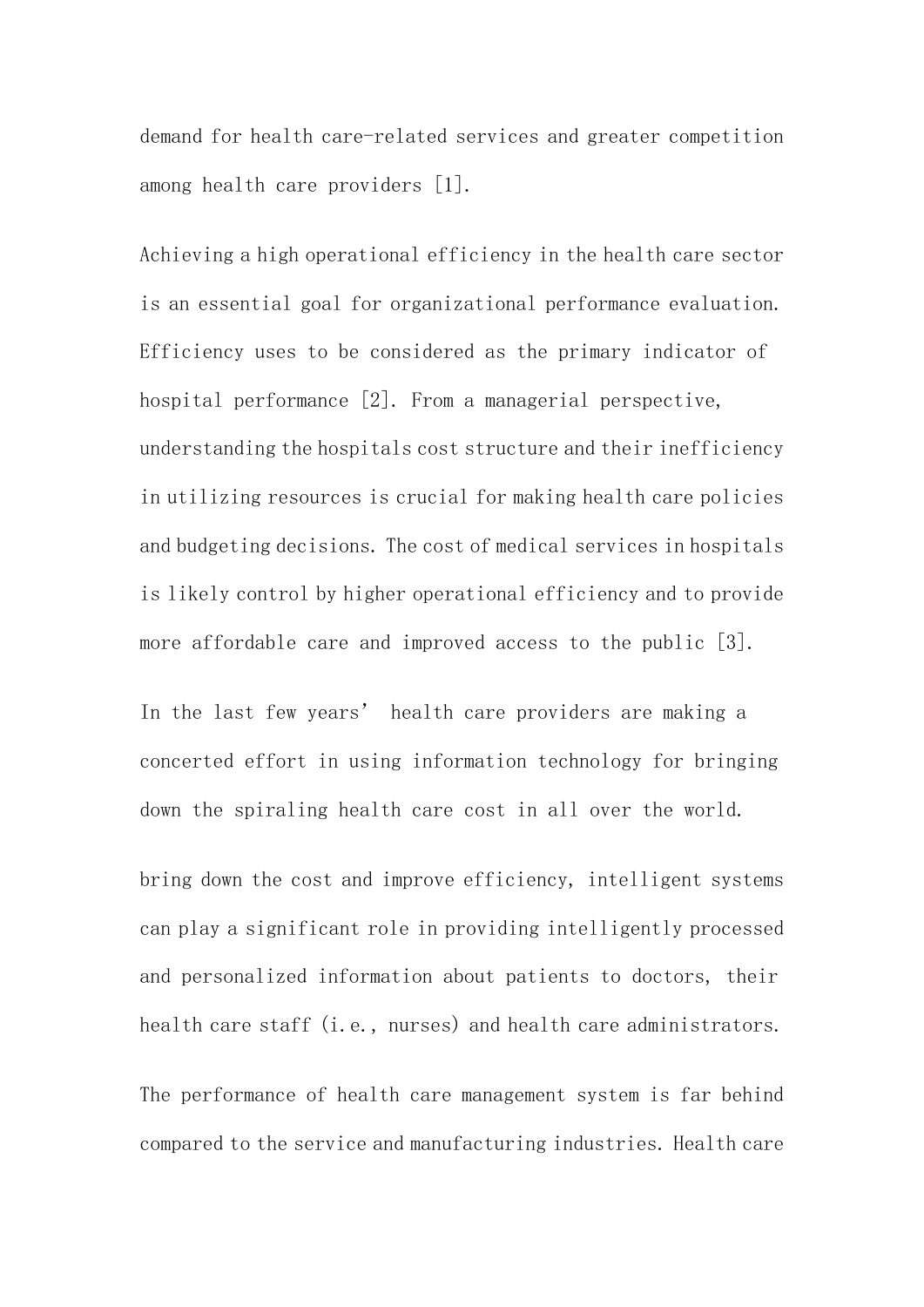demand for health care-related services and greater competition among health care providers [1].

Achieving a high operational efficiency in the health care sector is an essential goal for organizational performance evaluation. Efficiency uses to be considered as the primary indicator of hospital performance [2]. From a managerial perspective, understanding the hospitals cost structure and their inefficiency in utilizing resources is crucial for making health care policies and budgeting decisions. The cost of medical services in hospitals is likely control by higher operational efficiency and to provide more affordable care and improved access to the public [3].

In the last few years' health care providers are making a concerted effort in using information technology for bringing down the spiraling health care cost in all over the world.

bring down the cost and improve efficiency, intelligent systems can play a significant role in providing intelligently processed and personalized information about patients to doctors, their health care staff (i.e., nurses) and health care administrators.

The performance of health care management system is far behind compared to the service and manufacturing industries. Health care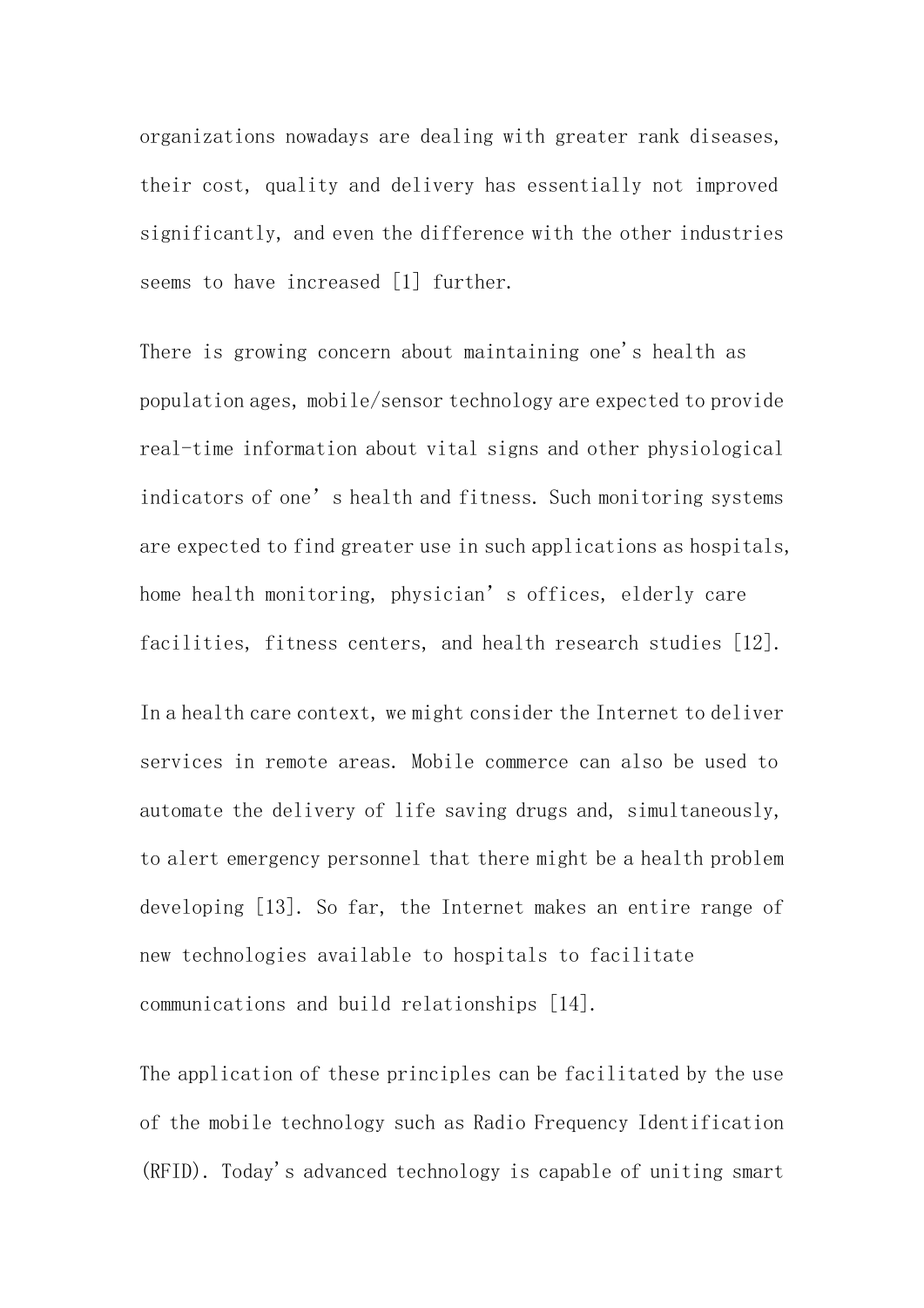organizations nowadays are dealing with greater rank diseases, their cost, quality and delivery has essentially not improved significantly, and even the difference with the other industries seems to have increased [1] further.

There is growing concern about maintaining one's health as population ages, mobile/sensor technology are expected to provide real-time information about vital signs and other physiological indicators of one's health and fitness. Such monitoring systems are expected to find greater use in such applications as hospitals, home health monitoring, physician's offices, elderly care facilities, fitness centers, and health research studies [12].

In a health care context, we might consider the Internet to deliver services in remote areas. Mobile commerce can also be used to automate the delivery of life saving drugs and, simultaneously, to alert emergency personnel that there might be a health problem developing [13]. So far, the Internet makes an entire range of new technologies available to hospitals to facilitate communications and build relationships [14].

The application of these principles can be facilitated by the use of the mobile technology such as Radio Frequency Identification (RFID). Today's advanced technology is capable of uniting smart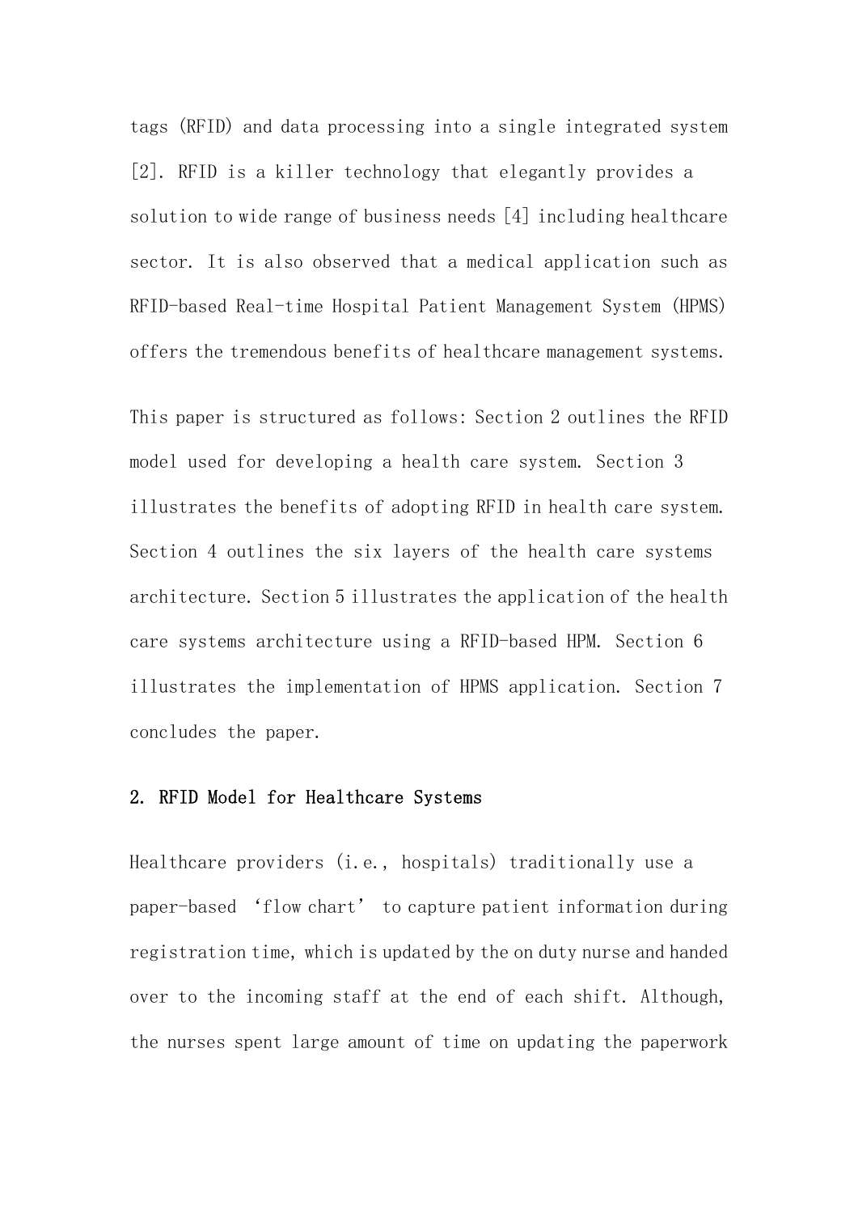tags (RFID) and data processing into a single integrated system [2]. RFID is a killer technology that elegantly provides a solution to wide range of business needs [4] including healthcare sector. It is also observed that a medical application such as RFID-based Real-time Hospital Patient Management System (HPMS) offers the tremendous benefits of healthcare management systems.

This paper is structured as follows: Section 2 outlines the RFID model used for developing a health care system. Section 3 illustrates the benefits of adopting RFID in health care system. Section 4 outlines the six layers of the health care systems architecture. Section 5 illustrates the application of the health care systems architecture using a RFID-based HPM. Section 6 illustrates the implementation of HPMS application. Section 7 concludes the paper.

## 2. RFID Model for Healthcare Systems

Healthcare providers (i.e., hospitals) traditionally use a paper-based 'flow chart' to capture patient information during registration time, which is updated by the on duty nurse and handed over to the incoming staff at the end of each shift. Although, the nurses spent large amount of time on updating the paperwork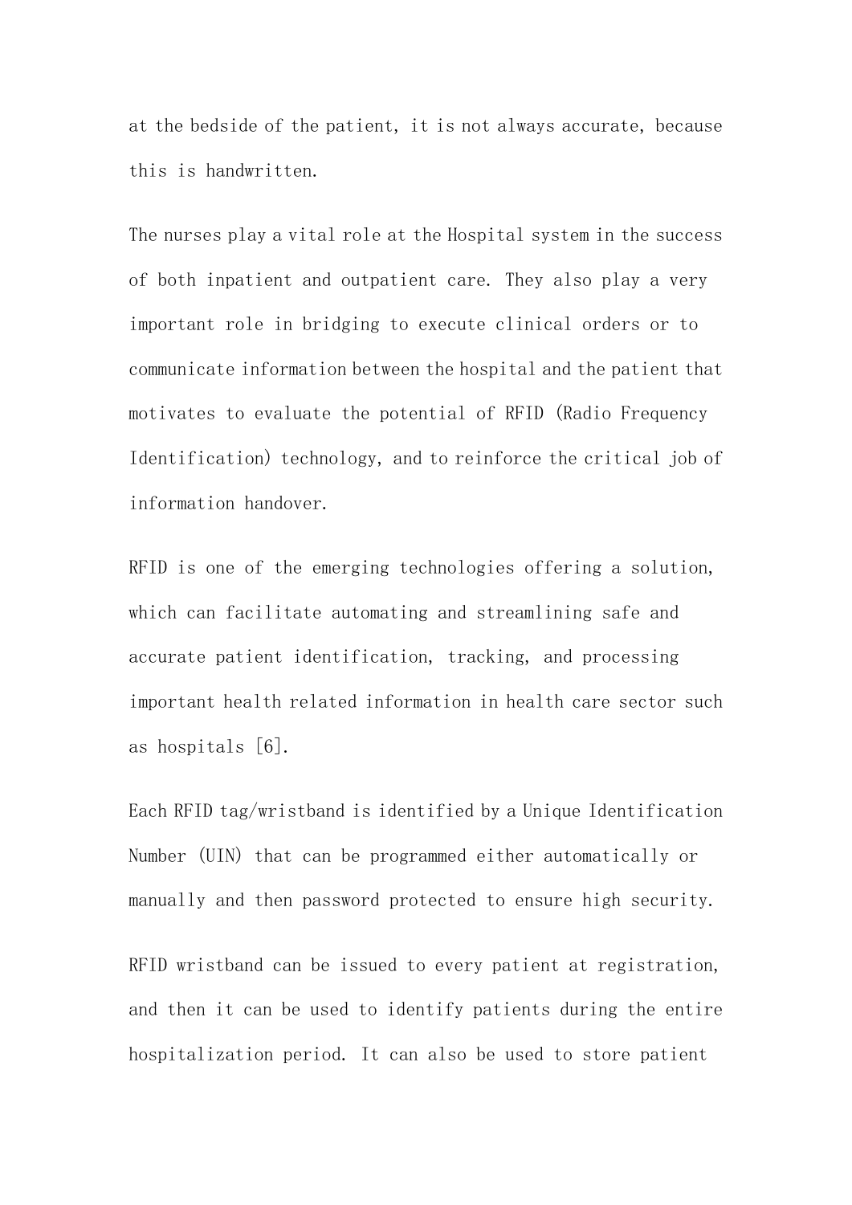at the bedside of the patient, it is not always accurate, because this is handwritten.

The nurses play a vital role at the Hospital system in the success of both inpatient and outpatient care. They also play a very important role in bridging to execute clinical orders or to communicate information between the hospital and the patient that motivates to evaluate the potential of RFID (Radio Frequency Identification) technology, and to reinforce the critical job of information handover.

RFID is one of the emerging technologies offering a solution, which can facilitate automating and streamlining safe and accurate patient identification, tracking, and processing important health related information in health care sector such as hospitals [6].

Each RFID tag/wristband is identified by a Unique Identification Number (UIN) that can be programmed either automatically or manually and then password protected to ensure high security.

RFID wristband can be issued to every patient at registration, and then it can be used to identify patients during the entire hospitalization period. It can also be used to store patient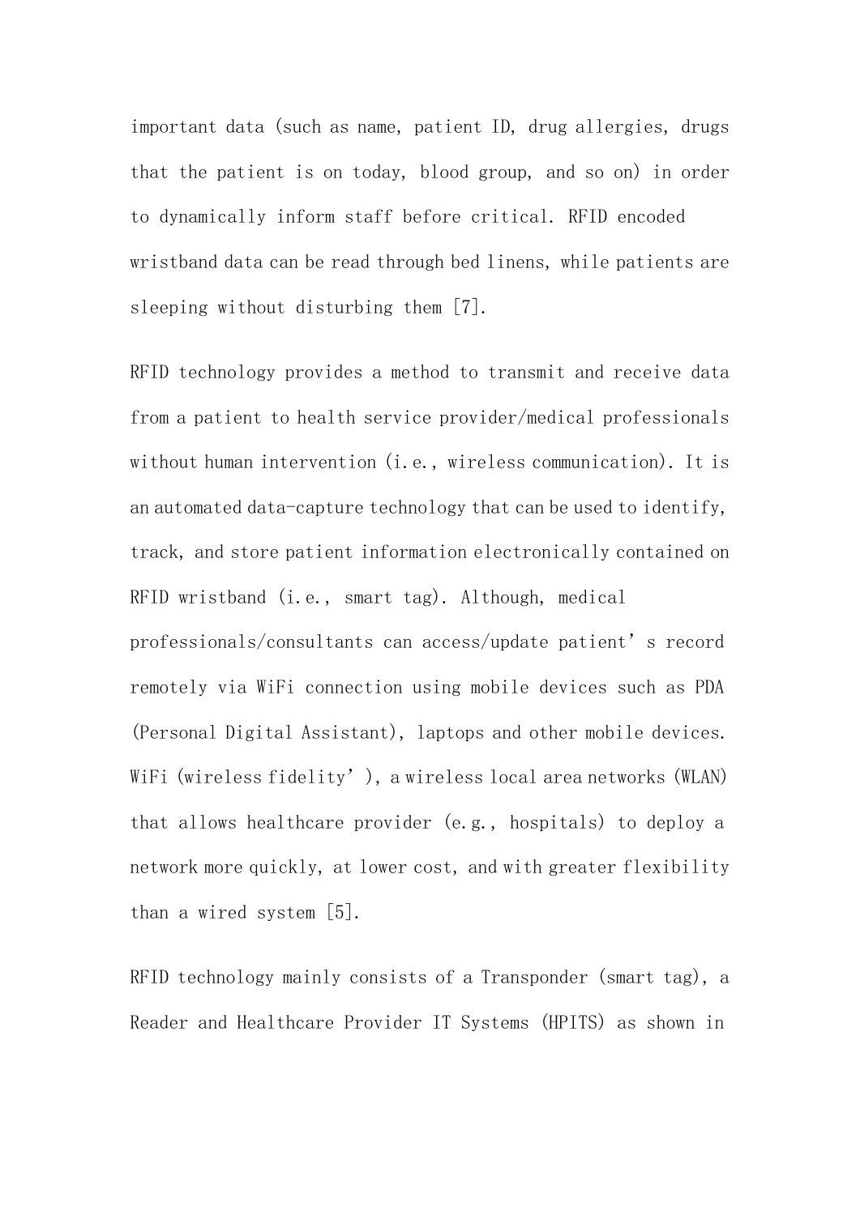important data (such as name, patient ID, drug allergies, drugs that the patient is on today, blood group, and so on) in order to dynamically inform staff before critical. RFID encoded wristband data can be read through bed linens, while patients are sleeping without disturbing them [7].

RFID technology provides a method to transmit and receive data from a patient to health service provider/medical professionals without human intervention (i.e., wireless communication). It is an automated data-capture technology that can be used to identify, track, and store patient information electronically contained on RFID wristband (i.e., smart tag). Although, medical professionals/consultants can access/update patient's record remotely via WiFi connection using mobile devices such as PDA (Personal Digital Assistant), laptops and other mobile devices. WiFi (wireless fidelity'), a wireless local area networks (WLAN) that allows healthcare provider (e.g., hospitals) to deploy a network more quickly, at lower cost, and with greater flexibility than a wired system [5].

RFID technology mainly consists of a Transponder (smart tag), a Reader and Healthcare Provider IT Systems (HPITS) as shown in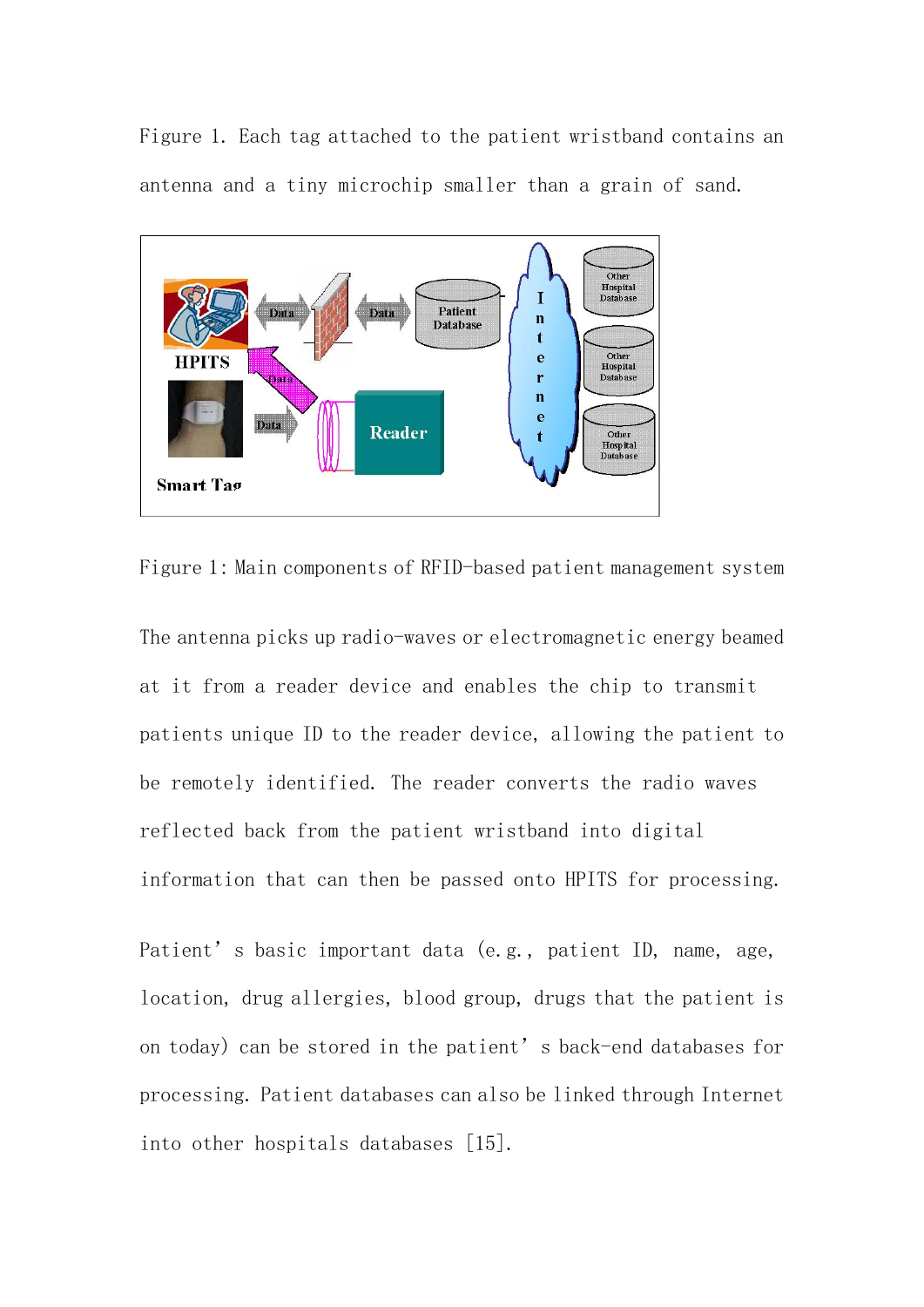Figure 1. Each tag attached to the patient wristband contains an antenna and a tiny microchip smaller than a grain of sand.

Figure 1: Main components of RFID-based patient management system

The antenna picks up radio-waves or electromagnetic energy beamed at it from a reader device and enables the chip to transmit patients unique ID to the reader device, allowing the patient to be remotely identified. The reader converts the radio waves reflected back from the patient wristband into digital information that can then be passed onto HPITS for processing.

Patient's basic important data (e.g., patient ID, name, age, location, drug allergies, blood group, drugs that the patient is on today) can be stored in the patient's back-end databases for processing. Patient databases can also be linked through Internet into other hospitals databases [15].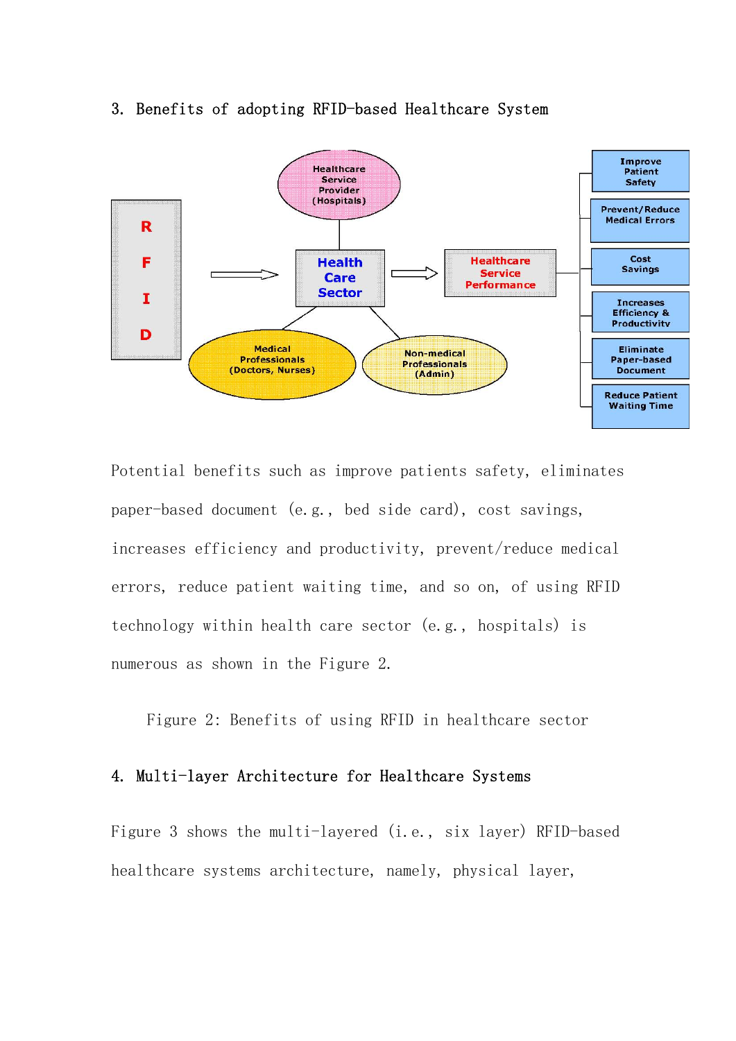## 3. Benefits of adopting RFID-based Healthcare System

Potential benefits such as improve patients safety, eliminates paper-based document (e.g., bed side card), cost savings, increases efficiency and productivity, prevent/reduce medical errors, reduce patient waiting time, and so on, of using RFID technology within health care sector (e.g., hospitals) is numerous as shown in the Figure 2.

Figure 2: Benefits of using RFID in healthcare sector

## 4. Multi-layer Architecture for Healthcare Systems

Figure 3 shows the multi-layered (i.e., six layer) RFID-based healthcare systems architecture, namely, physical layer,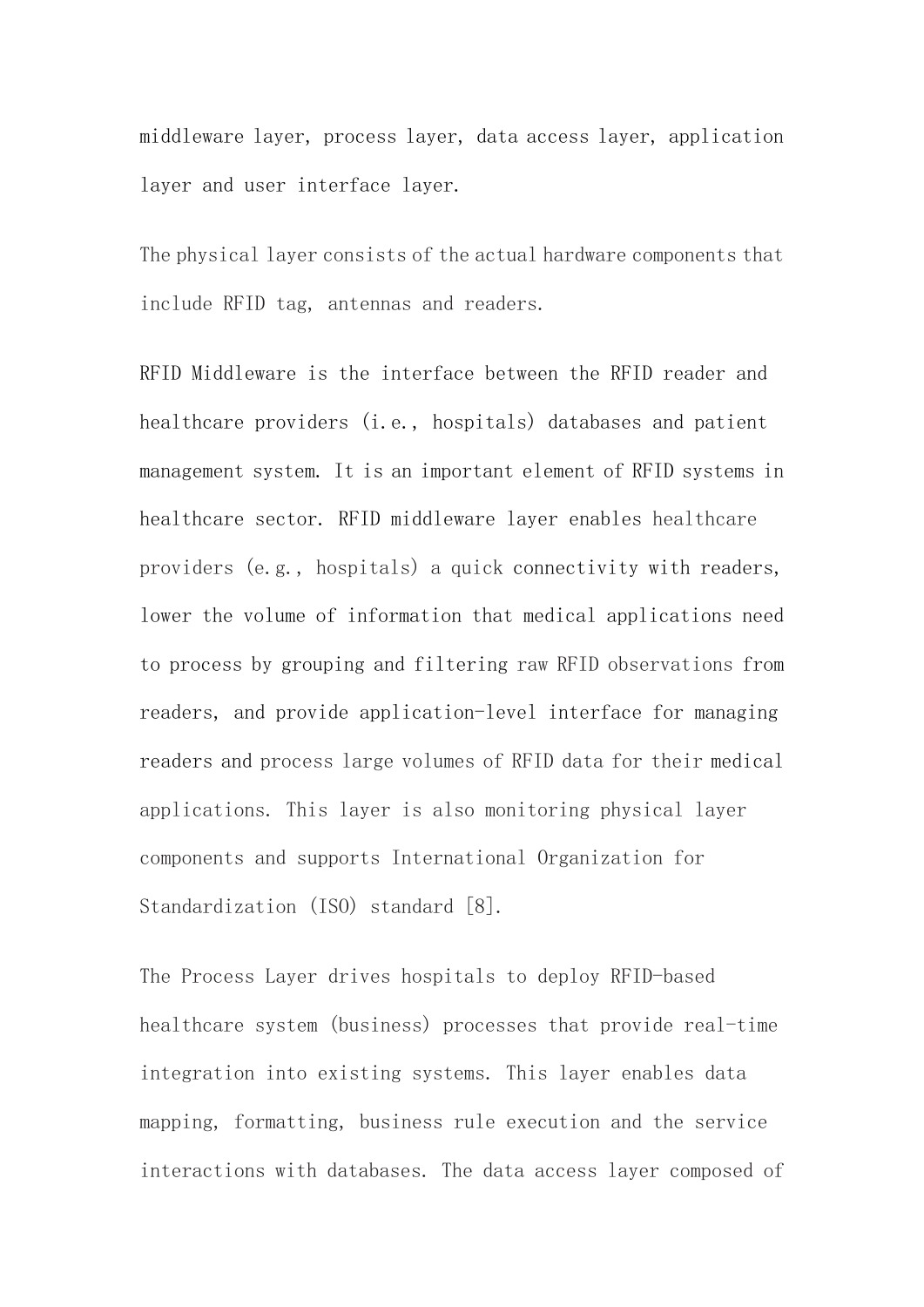middleware layer, process layer, data access layer, application layer and user interface layer.

The physical layer consists of the actual hardware components that include RFID tag, antennas and readers.

RFID Middleware is the interface between the RFID reader and healthcare providers (i.e., hospitals) databases and patient management system. It is an important element of RFID systems in healthcare sector. RFID middleware layer enables healthcare providers (e.g., hospitals) a quick connectivity with readers, lower the volume of information that medical applications need to process by grouping and filtering raw RFID observations from readers, and provide application-level interface for managing readers and process large volumes of RFID data for their medical applications. This layer is also monitoring physical layer components and supports International Organization for Standardization (ISO) standard [8].

The Process Layer drives hospitals to deploy RFID-based healthcare system (business) processes that provide real-time integration into existing systems. This layer enables data mapping, formatting, business rule execution and the service interactions with databases. The data access layer composed of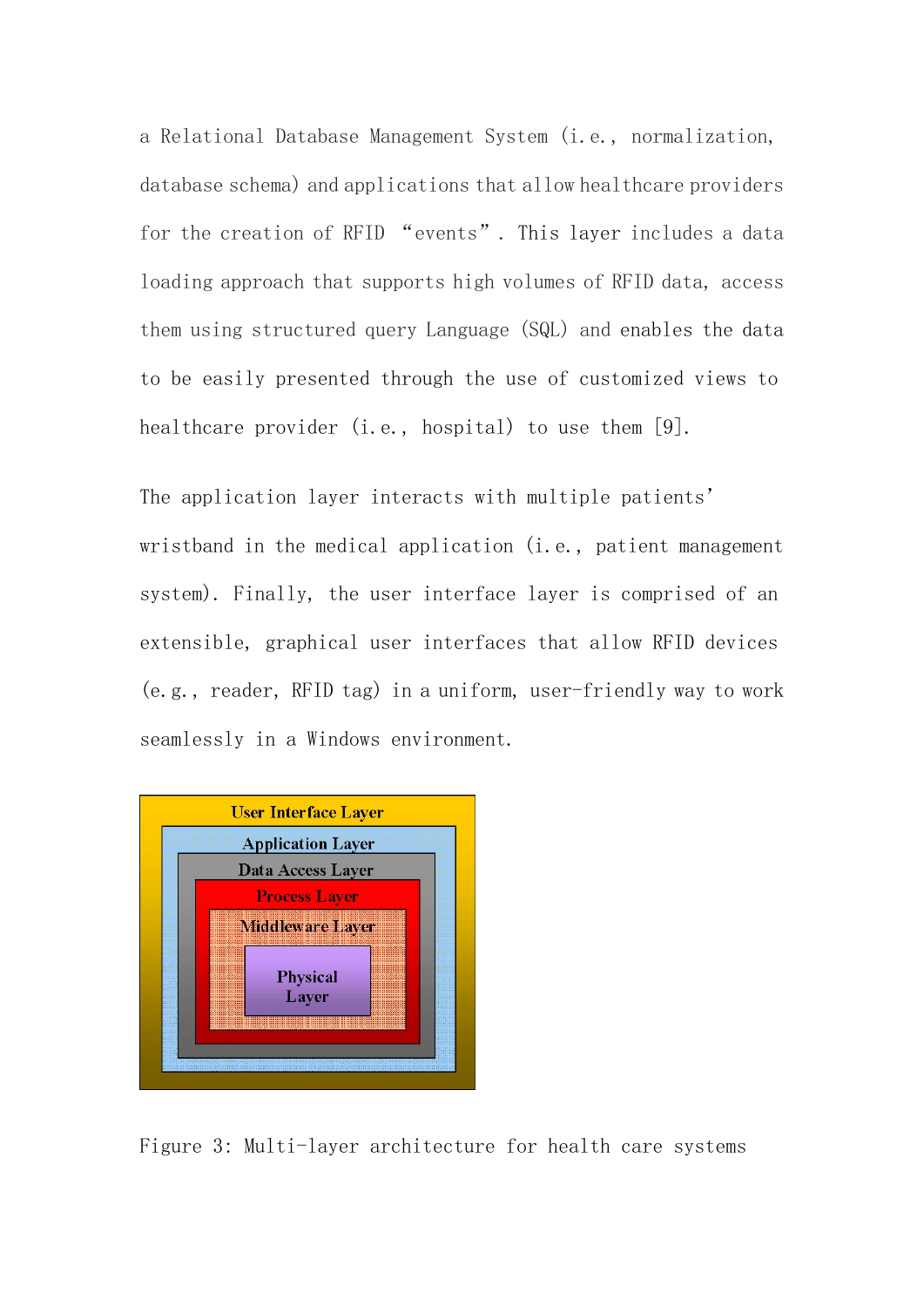a Relational Database Management System (i.e., normalization, database schema) and applications that allow healthcare providers for the creation of RFID "events". This layer includes a data loading approach that supports high volumes of RFID data, access them using structured query Language (SQL) and enables the data to be easily presented through the use of customized views to healthcare provider (i.e., hospital) to use them [9].

The application layer interacts with multiple patients' wristband in the medical application (i.e., patient management system). Finally, the user interface layer is comprised of an extensible, graphical user interfaces that allow RFID devices (e.g., reader, RFID tag) in a uniform, user-friendly way to work seamlessly in a Windows environment.

Figure 3: Multi-layer architecture for health care systems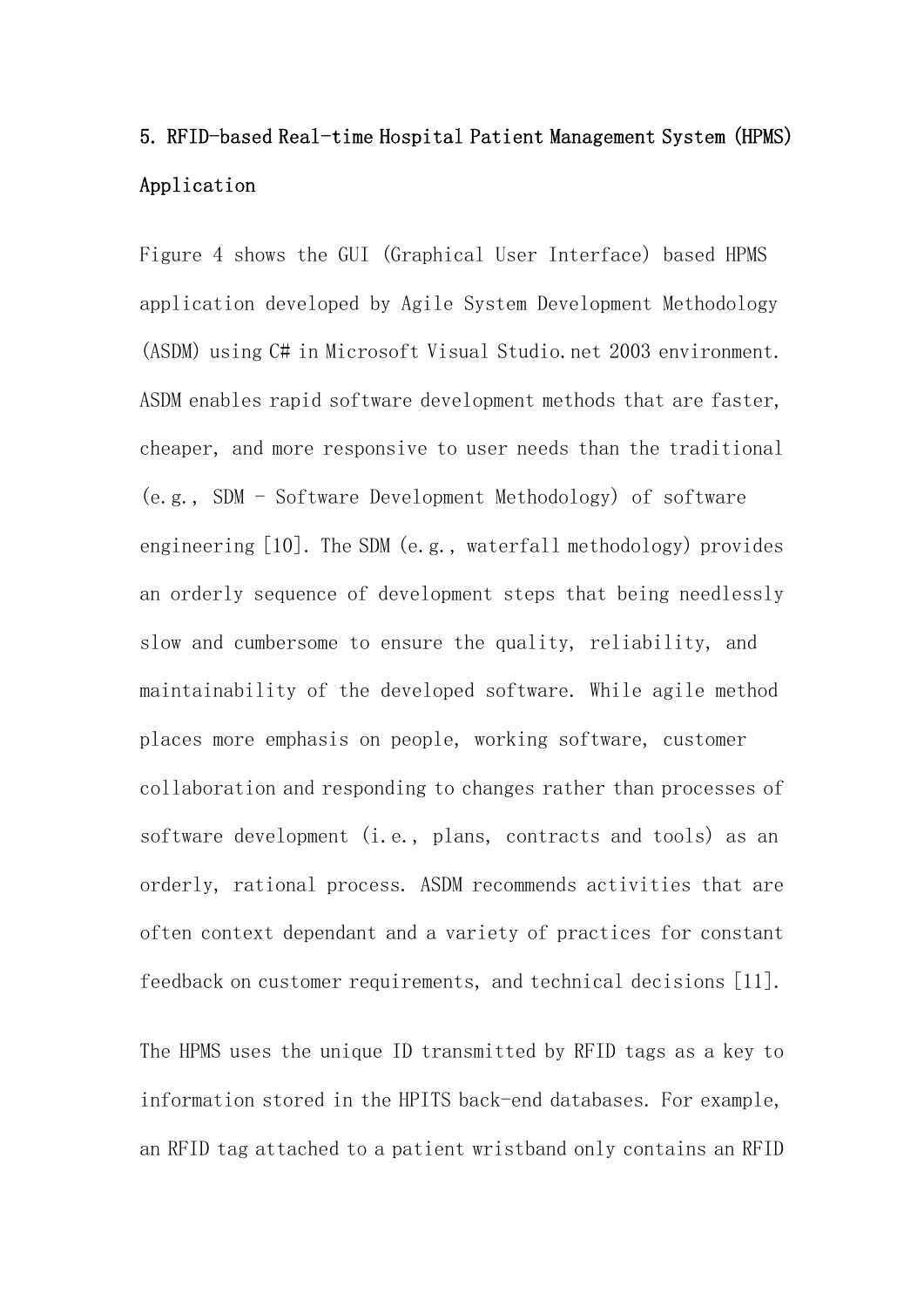## 5. RFID-based Real-time Hospital Patient Management System (HPMS) Application

Figure 4 shows the GUI (Graphical User Interface) based HPMS application developed by Agile System Development Methodology (ASDM) using C# in Microsoft Visual Studio.net 2003 environment. ASDM enables rapid software development methods that are faster, cheaper, and more responsive to user needs than the traditional (e.g., SDM - Software Development Methodology) of software engineering [10]. The SDM (e.g., waterfall methodology) provides an orderly sequence of development steps that being needlessly slow and cumbersome to ensure the quality, reliability, and maintainability of the developed software. While agile method places more emphasis on people, working software, customer collaboration and responding to changes rather than processes of software development (i.e., plans, contracts and tools) as an orderly, rational process. ASDM recommends activities that are often context dependant and a variety of practices for constant feedback on customer requirements, and technical decisions [11].

The HPMS uses the unique ID transmitted by RFID tags as a key to information stored in the HPITS back-end databases. For example, an RFID tag attached to a patient wristband only contains an RFID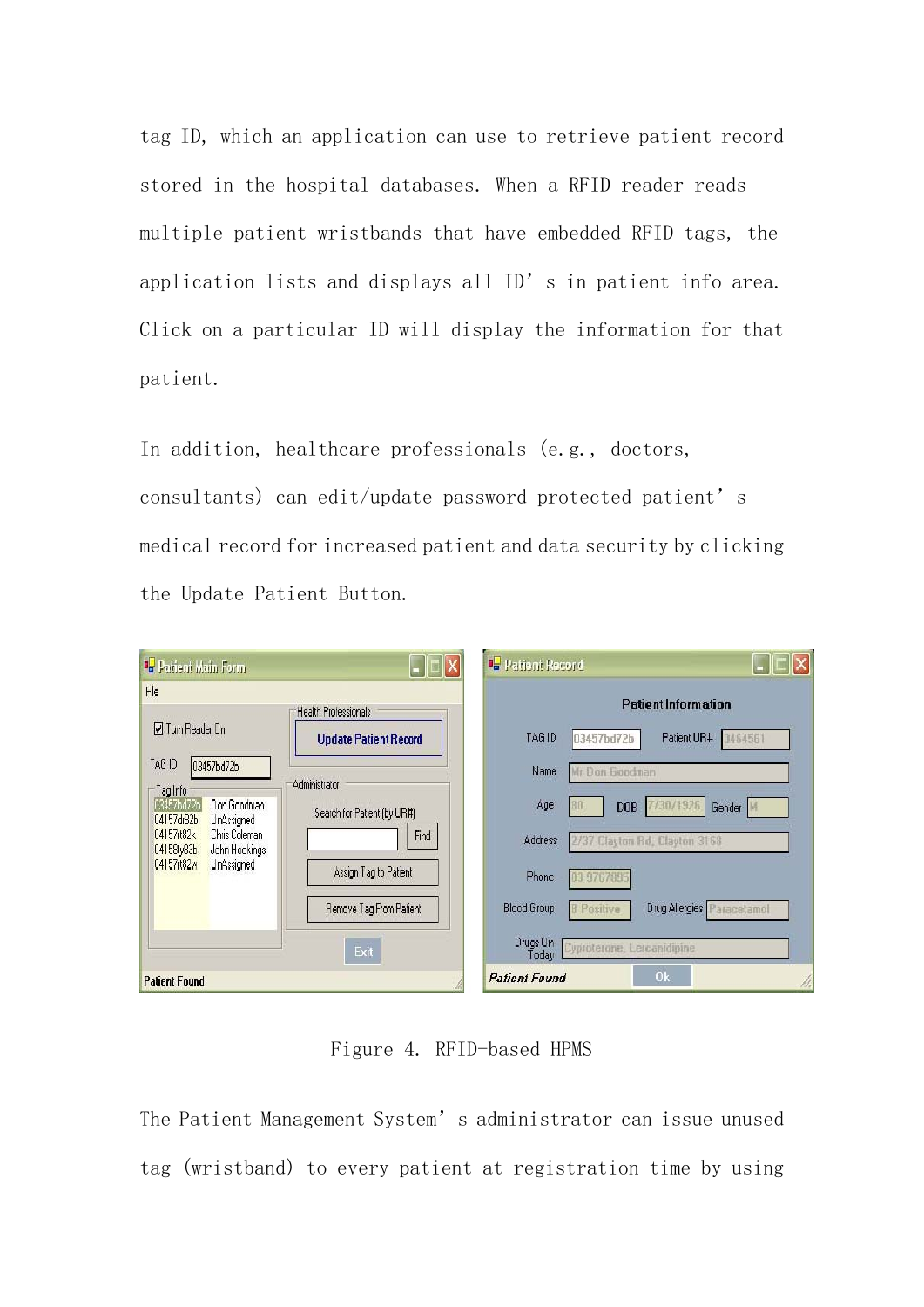tag ID, which an application can use to retrieve patient record stored in the hospital databases. When a RFID reader reads multiple patient wristbands that have embedded RFID tags, the application lists and displays all ID's in patient info area. Click on a particular ID will display the information for that patient.

In addition, healthcare professionals (e.g., doctors, consultants) can edit/update password protected patient's medical record for increased patient and data security by clicking the Update Patient Button.

Figure 4. RFID-based HPMS

The Patient Management System's administrator can issue unused tag (wristband) to every patient at registration time by using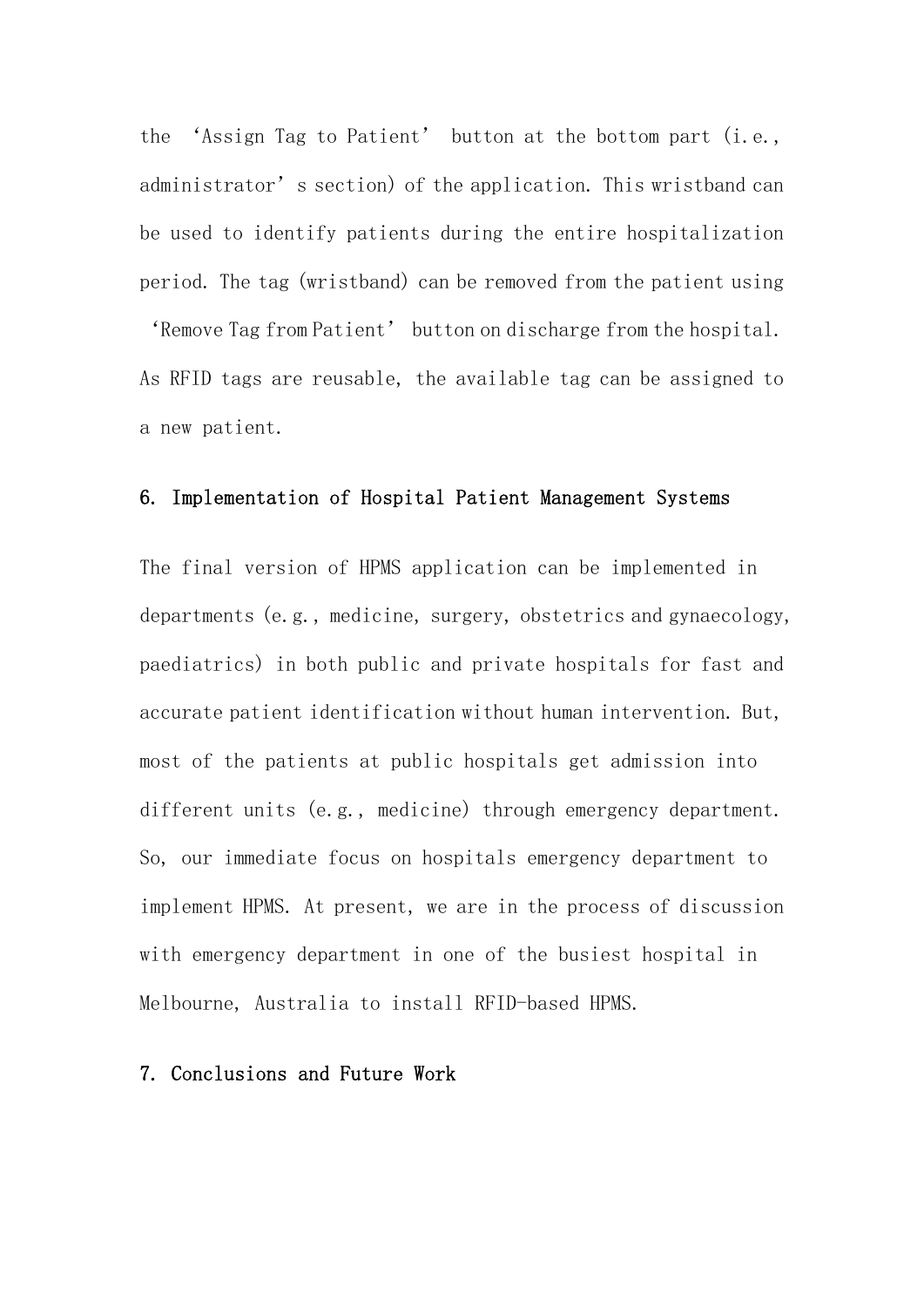the 'Assign Tag to Patient' button at the bottom part (i.e., administrator's section) of the application. This wristband can be used to identify patients during the entire hospitalization period. The tag (wristband) can be removed from the patient using 'Remove Tag from Patient' button on discharge from the hospital. As RFID tags are reusable, the available tag can be assigned to a new patient.

## 6. Implementation of Hospital Patient Management Systems

The final version of HPMS application can be implemented in departments (e.g., medicine, surgery, obstetrics and gynaecology, paediatrics) in both public and private hospitals for fast and accurate patient identification without human intervention. But, most of the patients at public hospitals get admission into different units (e.g., medicine) through emergency department. So, our immediate focus on hospitals emergency department to implement HPMS. At present, we are in the process of discussion with emergency department in one of the busiest hospital in Melbourne, Australia to install RFID-based HPMS.

## 7. Conclusions and Future Work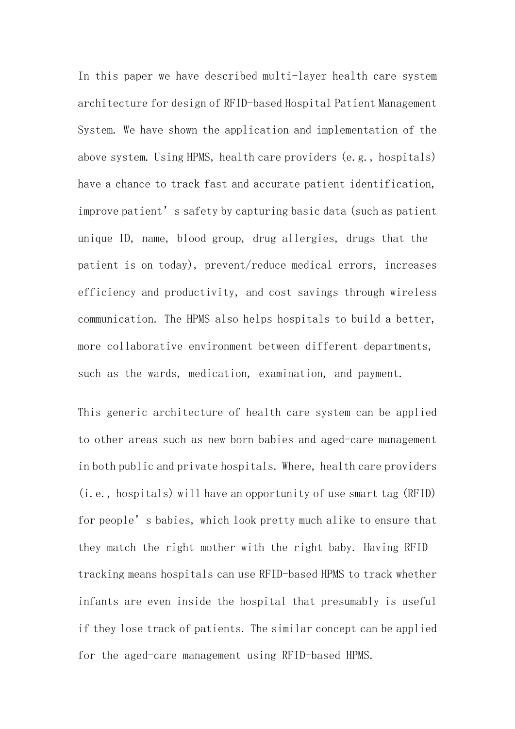In this paper we have described multi-layer health care system architecture for design of RFID-based Hospital Patient Management System. We have shown the application and implementation of the above system. Using HPMS, health care providers (e.g., hospitals) have a chance to track fast and accurate patient identification, improve patient' s safety by capturing basic data (such as patient unique ID, name, blood group, drug allergies, drugs that the patient is on today), prevent/reduce medical errors, increases efficiency and productivity, and cost savings through wireless communication. The HPMS also helps hospitals to build a better, more collaborative environment between different departments, such as the wards, medication, examination, and payment.

This generic architecture of health care system can be applied to other areas such as new born babies and aged-care management in both public and private hospitals. Where, health care providers (i.e., hospitals) will have an opportunity of use smart tag (RFID) for people' s babies, which look pretty much alike to ensure that they match the right mother with the right baby. Having RFID tracking means hospitals can use RFID-based HPMS to track whether infants are even inside the hospital that presumably is useful if they lose track of patients. The similar concept can be applied for the aged-care management using RFID-based HPMS.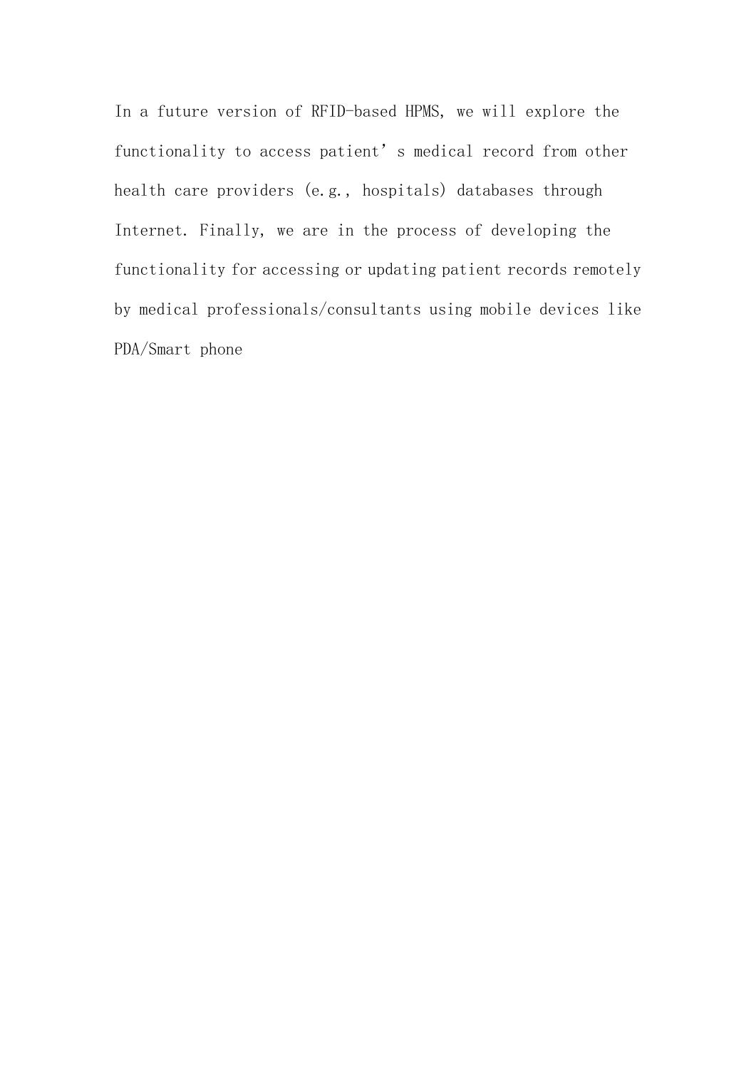In a future version of RFID-based HPMS, we will explore the functionality to access patient's medical record from other health care providers (e.g., hospitals) databases through Internet. Finally, we are in the process of developing the functionality for accessing or updating patient records remotely by medical professionals/consultants using mobile devices like PDA/Smart phone